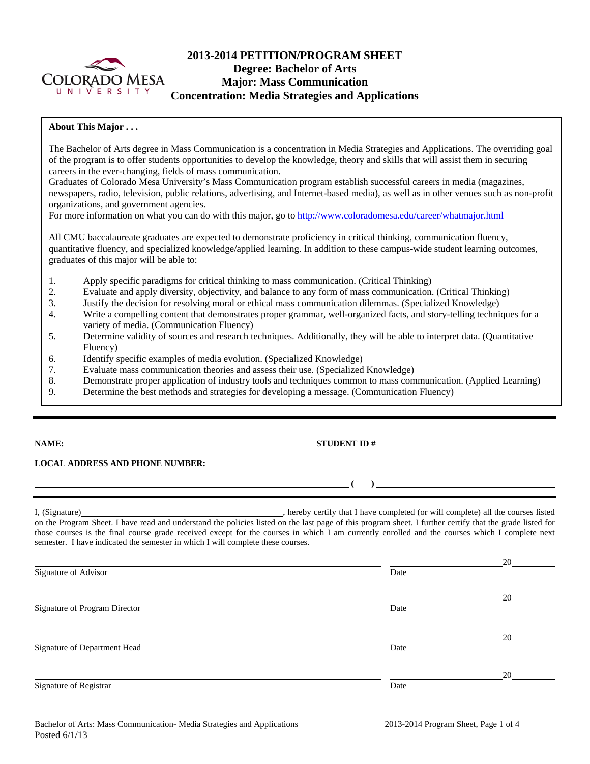# 2013-2014 PETITION/PROGRAM SHEET
## Degree: Bachelor of Arts
## Major: Mass Communication
## Concentration: Media Strategies and Applications

**About This Major . . .**

The Bachelor of Arts degree in Mass Communication is a concentration in Media Strategies and Applications. The overriding goal of the program is to offer students opportunities to develop the knowledge, theory and skills that will assist them in securing careers in the ever-changing, fields of mass communication.
Graduates of Colorado Mesa University's Mass Communication program establish successful careers in media (magazines, newspapers, radio, television, public relations, advertising, and Internet-based media), as well as in other venues such as non-profit organizations, and government agencies.
For more information on what you can do with this major, go to http://www.coloradomesa.edu/career/whatmajor.html

All CMU baccalaureate graduates are expected to demonstrate proficiency in critical thinking, communication fluency, quantitative fluency, and specialized knowledge/applied learning. In addition to these campus-wide student learning outcomes, graduates of this major will be able to:

1. Apply specific paradigms for critical thinking to mass communication. (Critical Thinking)
2. Evaluate and apply diversity, objectivity, and balance to any form of mass communication. (Critical Thinking)
3. Justify the decision for resolving moral or ethical mass communication dilemmas. (Specialized Knowledge)
4. Write a compelling content that demonstrates proper grammar, well-organized facts, and story-telling techniques for a variety of media. (Communication Fluency)
5. Determine validity of sources and research techniques. Additionally, they will be able to interpret data. (Quantitative Fluency)
6. Identify specific examples of media evolution. (Specialized Knowledge)
7. Evaluate mass communication theories and assess their use. (Specialized Knowledge)
8. Demonstrate proper application of industry tools and techniques common to mass communication. (Applied Learning)
9. Determine the best methods and strategies for developing a message. (Communication Fluency)

---

**NAME:** ______________________ **STUDENT ID #** ______________________

**LOCAL ADDRESS AND PHONE NUMBER:** ______________________

______________________ **(   )** ______________________

I, (Signature)______________________, hereby certify that I have completed (or will complete) all the courses listed on the Program Sheet. I have read and understand the policies listed on the last page of this program sheet. I further certify that the grade listed for those courses is the final course grade received except for the courses in which I am currently enrolled and the courses which I complete next semester. I have indicated the semester in which I will complete these courses.

______________________ Signature of Advisor ______________ Date 20____

______________________ Signature of Program Director ______________ Date 20____

______________________ Signature of Department Head ______________ Date 20____

______________________ Signature of Registrar ______________ Date 20____

Posted 6/1/13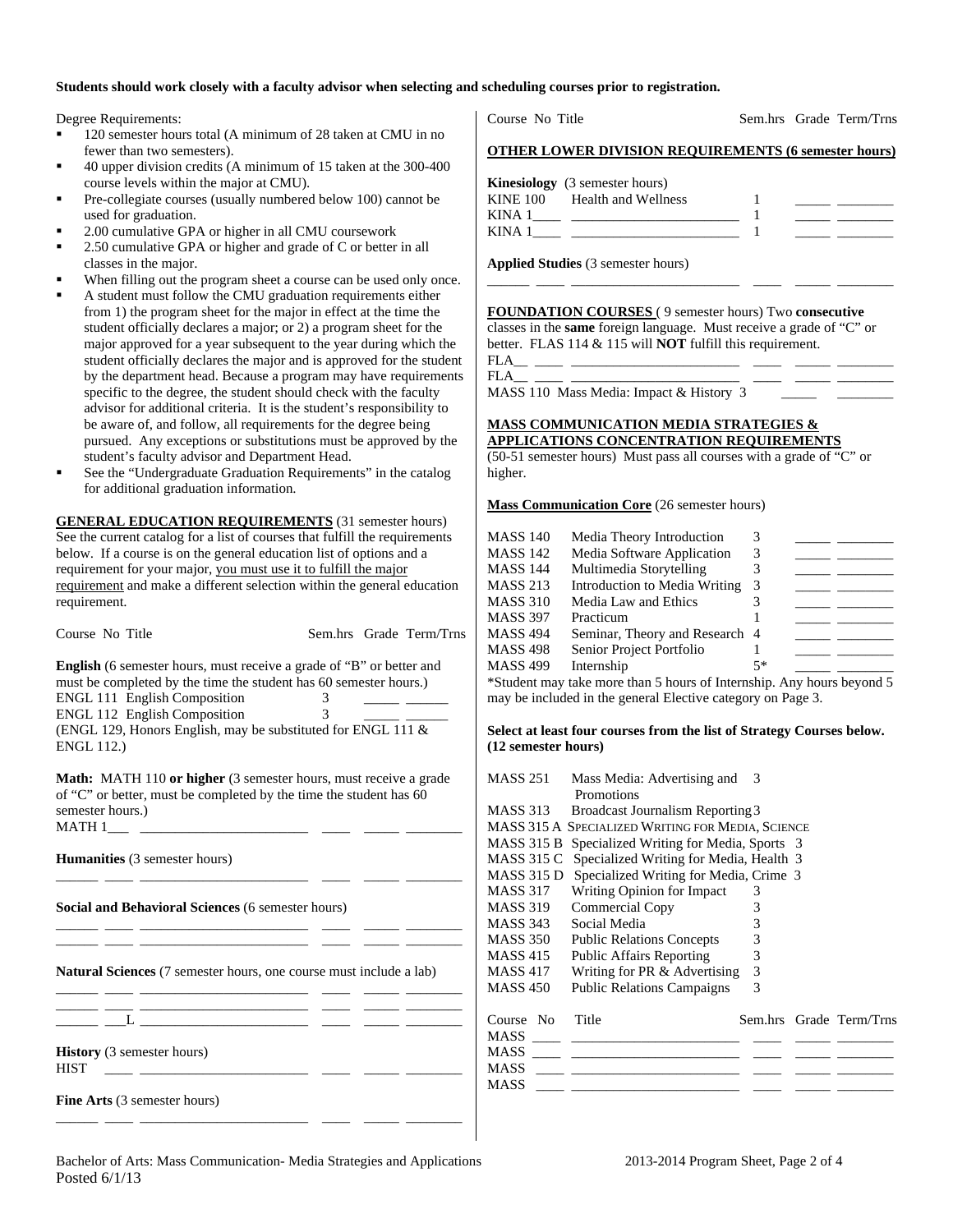**Students should work closely with a faculty advisor when selecting and scheduling courses prior to registration.**

Degree Requirements:

- 120 semester hours total (A minimum of 28 taken at CMU in no fewer than two semesters).
- 40 upper division credits (A minimum of 15 taken at the 300-400 course levels within the major at CMU).
- Pre-collegiate courses (usually numbered below 100) cannot be used for graduation.
- 2.00 cumulative GPA or higher in all CMU coursework
- 2.50 cumulative GPA or higher and grade of C or better in all classes in the major.
- When filling out the program sheet a course can be used only once.
- A student must follow the CMU graduation requirements either from 1) the program sheet for the major in effect at the time the student officially declares a major; or 2) a program sheet for the major approved for a year subsequent to the year during which the student officially declares the major and is approved for the student by the department head. Because a program may have requirements specific to the degree, the student should check with the faculty advisor for additional criteria. It is the student's responsibility to be aware of, and follow, all requirements for the degree being pursued. Any exceptions or substitutions must be approved by the student's faculty advisor and Department Head.
- See the "Undergraduate Graduation Requirements" in the catalog for additional graduation information.

**GENERAL EDUCATION REQUIREMENTS** (31 semester hours) See the current catalog for a list of courses that fulfill the requirements below. If a course is on the general education list of options and a requirement for your major, you must use it to fulfill the major requirement and make a different selection within the general education requirement.

| Course No | Title | Sem.hrs | Grade | Term/Trns |
|---|---|---|---|---|

**English** (6 semester hours, must receive a grade of "B" or better and must be completed by the time the student has 60 semester hours.)

| Course No | Title | Sem.hrs | Grade | Term/Trns |
|---|---|---|---|---|
| ENGL 111 | English Composition | 3 | _____ | ______ |
| ENGL 112 | English Composition | 3 | _____ | ______ |

(ENGL 129, Honors English, may be substituted for ENGL 111 & ENGL 112.)

**Math:** MATH 110 **or higher** (3 semester hours, must receive a grade of "C" or better, must be completed by the time the student has 60 semester hours.)

MATH 1___ _______________________ ____ _____ ________

**Humanities** (3 semester hours)

______ ____ _______________________ ____ _____ ________

**Social and Behavioral Sciences** (6 semester hours)

______ ____ _______________________ ____ _____ ________
______ ____ _______________________ ____ _____ ________

**Natural Sciences** (7 semester hours, one course must include a lab)

______ ____ _______________________ ____ _____ ________
______ ____ _______________________ ____ _____ ________
______ ___L _______________________ ____ _____ ________

**History** (3 semester hours)

HIST ____ _______________________ ____ _____ ________

**Fine Arts** (3 semester hours)

______ ____ _______________________ ____ _____ ________

| Course No | Title | Sem.hrs | Grade | Term/Trns |
|---|---|---|---|---|

**OTHER LOWER DIVISION REQUIREMENTS (6 semester hours)**

**Kinesiology** (3 semester hours)

| Course No | Title | Sem.hrs | Grade | Term/Trns |
|---|---|---|---|---|
| KINE 100 | Health and Wellness | 1 | _____ | ________ |
| KINA 1____ | _______________________ | 1 | _____ | ________ |
| KINA 1____ | _______________________ | 1 | _____ | ________ |

**Applied Studies** (3 semester hours)

______ ____ _______________________ ____ _____ ________

**FOUNDATION COURSES** ( 9 semester hours) Two **consecutive** classes in the **same** foreign language. Must receive a grade of "C" or better. FLAS 114 & 115 will **NOT** fulfill this requirement.

| Course No | Title | Sem.hrs | Grade | Term/Trns |
|---|---|---|---|---|
| FLA__ ____ | _______________________ | ____ | _____ | ________ |
| FLA__ ____ | _______________________ | ____ | _____ | ________ |
| MASS 110 | Mass Media: Impact & History | 3 | _____ | ________ |

**MASS COMMUNICATION MEDIA STRATEGIES & APPLICATIONS CONCENTRATION REQUIREMENTS**

(50-51 semester hours) Must pass all courses with a grade of "C" or higher.

**Mass Communication Core** (26 semester hours)

| Course No | Title | Sem.hrs | Grade | Term/Trns |
|---|---|---|---|---|
| MASS 140 | Media Theory Introduction | 3 | _____ | ________ |
| MASS 142 | Media Software Application | 3 | _____ | ________ |
| MASS 144 | Multimedia Storytelling | 3 | _____ | ________ |
| MASS 213 | Introduction to Media Writing | 3 | _____ | ________ |
| MASS 310 | Media Law and Ethics | 3 | _____ | ________ |
| MASS 397 | Practicum | 1 | _____ | ________ |
| MASS 494 | Seminar, Theory and Research | 4 | _____ | ________ |
| MASS 498 | Senior Project Portfolio | 1 | _____ | ________ |
| MASS 499 | Internship | 5* | _____ | ________ |

*Student may take more than 5 hours of Internship. Any hours beyond 5 may be included in the general Elective category on Page 3.

**Select at least four courses from the list of Strategy Courses below. (12 semester hours)**

| Course No | Title | Sem.hrs |
|---|---|---|
| MASS 251 | Mass Media: Advertising and Promotions | 3 |
| MASS 313 | Broadcast Journalism Reporting | 3 |
| MASS 315 A | SPECIALIZED WRITING FOR MEDIA, SCIENCE | |
| MASS 315 B | Specialized Writing for Media, Sports | 3 |
| MASS 315 C | Specialized Writing for Media, Health | 3 |
| MASS 315 D | Specialized Writing for Media, Crime | 3 |
| MASS 317 | Writing Opinion for Impact | 3 |
| MASS 319 | Commercial Copy | 3 |
| MASS 343 | Social Media | 3 |
| MASS 350 | Public Relations Concepts | 3 |
| MASS 415 | Public Affairs Reporting | 3 |
| MASS 417 | Writing for PR & Advertising | 3 |
| MASS 450 | Public Relations Campaigns | 3 |

| Course No | Title | Sem.hrs | Grade | Term/Trns |
|---|---|---|---|---|
| MASS ____ | _______________________ | ____ | _____ | ________ |
| MASS ____ | _______________________ | ____ | _____ | ________ |
| MASS ____ | _______________________ | ____ | _____ | ________ |
| MASS ____ | _______________________ | ____ | _____ | ________ |

Bachelor of Arts: Mass Communication- Media Strategies and Applications
Posted 6/1/13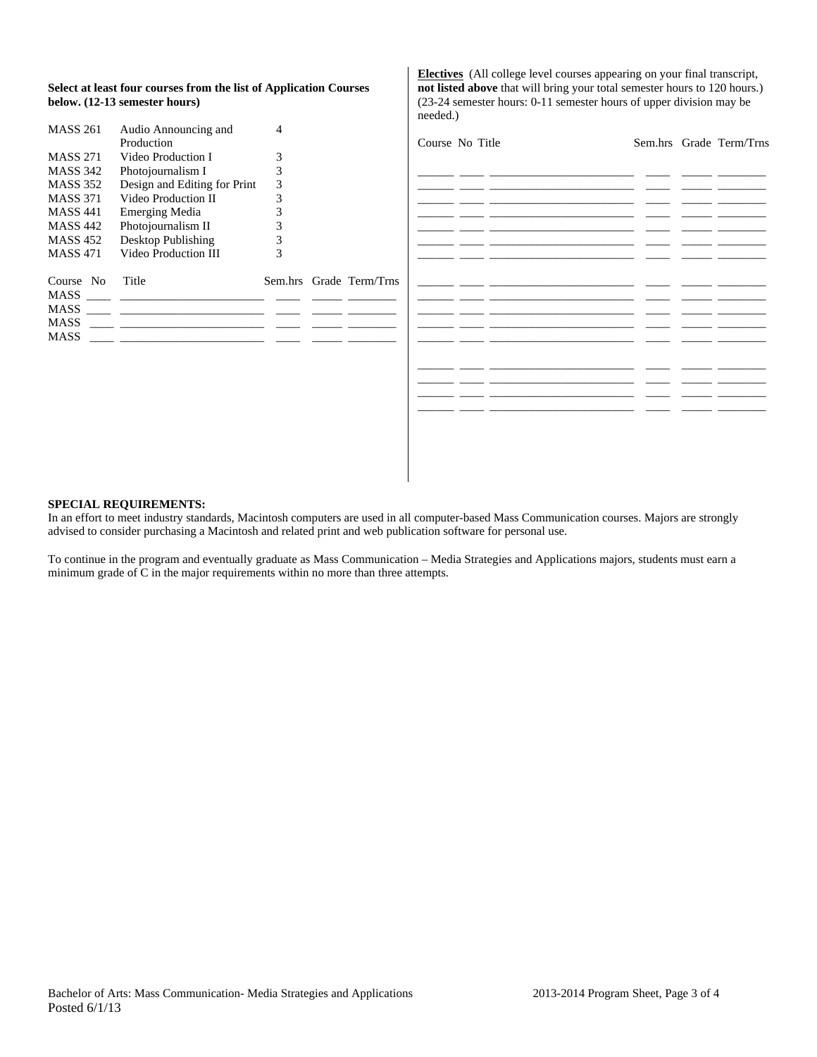**Select at least four courses from the list of Application Courses below. (12-13 semester hours)**

| | | |
|---|---|---|
| MASS 261 | Audio Announcing and Production | 4 |
| MASS 271 | Video Production I | 3 |
| MASS 342 | Photojournalism I | 3 |
| MASS 352 | Design and Editing for Print | 3 |
| MASS 371 | Video Production II | 3 |
| MASS 441 | Emerging Media | 3 |
| MASS 442 | Photojournalism II | 3 |
| MASS 452 | Desktop Publishing | 3 |
| MASS 471 | Video Production III | 3 |

| Course | No | Title | Sem.hrs | Grade | Term/Trns |
|---|---|---|---|---|---|
| MASS | ____ | ______________________ | ____ | _____ | ________ |
| MASS | ____ | ______________________ | ____ | _____ | ________ |
| MASS | ____ | ______________________ | ____ | _____ | ________ |
| MASS | ____ | ______________________ | ____ | _____ | ________ |

**Electives** (All college level courses appearing on your final transcript, **not listed above** that will bring your total semester hours to 120 hours.) (23-24 semester hours: 0-11 semester hours of upper division may be needed.)

| Course | No | Title | Sem.hrs | Grade | Term/Trns |
|---|---|---|---|---|---|
| ______ | ____ | ______________________ | ____ | _____ | ________ |
| ______ | ____ | ______________________ | ____ | _____ | ________ |
| ______ | ____ | ______________________ | ____ | _____ | ________ |
| ______ | ____ | ______________________ | ____ | _____ | ________ |
| ______ | ____ | ______________________ | ____ | _____ | ________ |
| ______ | ____ | ______________________ | ____ | _____ | ________ |
| ______ | ____ | ______________________ | ____ | _____ | ________ |
| ______ | ____ | ______________________ | ____ | _____ | ________ |
| ______ | ____ | ______________________ | ____ | _____ | ________ |
| ______ | ____ | ______________________ | ____ | _____ | ________ |
| ______ | ____ | ______________________ | ____ | _____ | ________ |
| ______ | ____ | ______________________ | ____ | _____ | ________ |
| ______ | ____ | ______________________ | ____ | _____ | ________ |
| ______ | ____ | ______________________ | ____ | _____ | ________ |
| ______ | ____ | ______________________ | ____ | _____ | ________ |

**SPECIAL REQUIREMENTS:**

In an effort to meet industry standards, Macintosh computers are used in all computer-based Mass Communication courses. Majors are strongly advised to consider purchasing a Macintosh and related print and web publication software for personal use.

To continue in the program and eventually graduate as Mass Communication – Media Strategies and Applications majors, students must earn a minimum grade of C in the major requirements within no more than three attempts.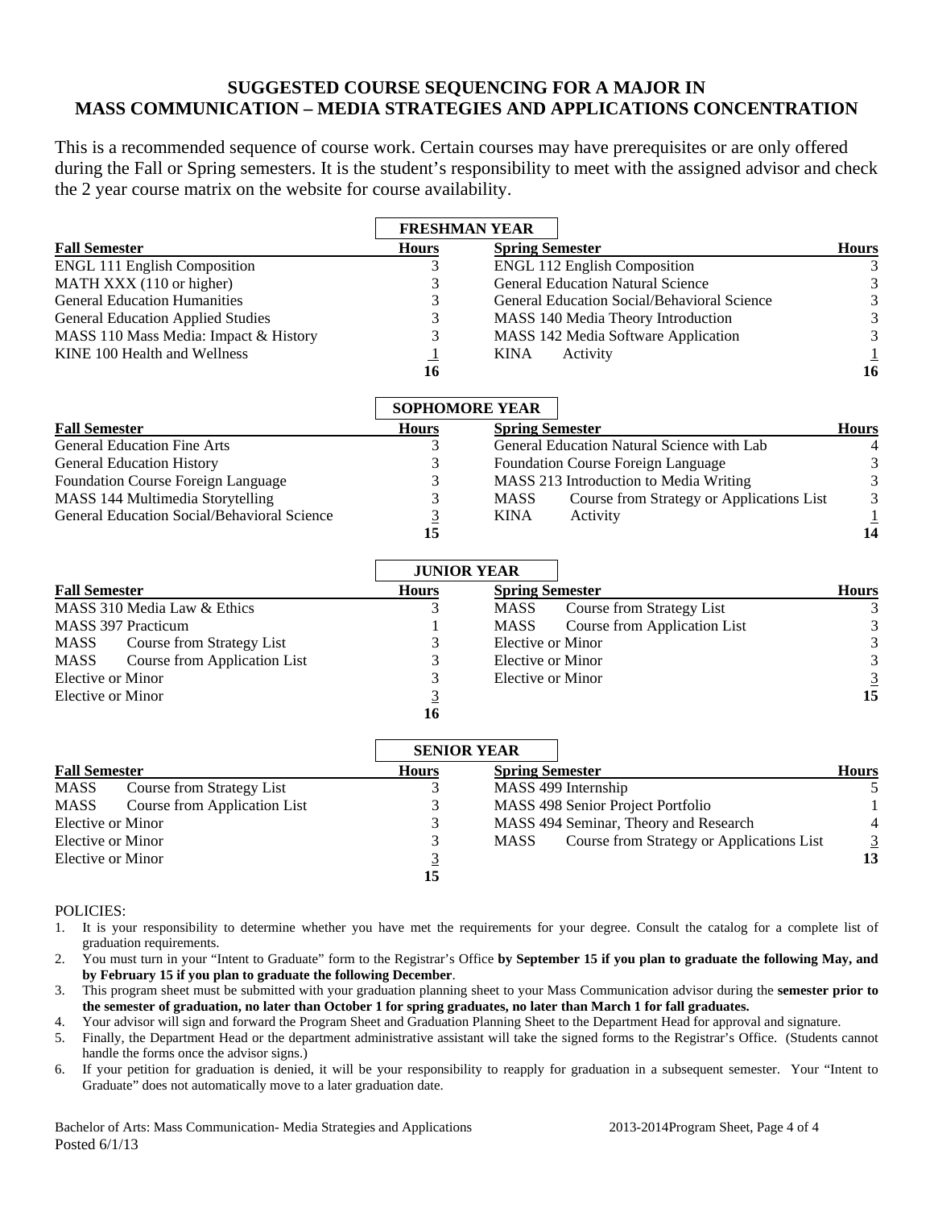# SUGGESTED COURSE SEQUENCING FOR A MAJOR IN MASS COMMUNICATION – MEDIA STRATEGIES AND APPLICATIONS CONCENTRATION

This is a recommended sequence of course work. Certain courses may have prerequisites or are only offered during the Fall or Spring semesters. It is the student's responsibility to meet with the assigned advisor and check the 2 year course matrix on the website for course availability.

## FRESHMAN YEAR

| Fall Semester | Hours | Spring Semester | Hours |
|---|---|---|---|
| ENGL 111 English Composition | 3 | ENGL 112 English Composition | 3 |
| MATH XXX (110 or higher) | 3 | General Education Natural Science | 3 |
| General Education Humanities | 3 | General Education Social/Behavioral Science | 3 |
| General Education Applied Studies | 3 | MASS 140 Media Theory Introduction | 3 |
| MASS 110 Mass Media: Impact & History | 3 | MASS 142 Media Software Application | 3 |
| KINE 100 Health and Wellness | 1 | KINA Activity | 1 |
| | **16** | | **16** |

## SOPHOMORE YEAR

| Fall Semester | Hours | Spring Semester | Hours |
|---|---|---|---|
| General Education Fine Arts | 3 | General Education Natural Science with Lab | 4 |
| General Education History | 3 | Foundation Course Foreign Language | 3 |
| Foundation Course Foreign Language | 3 | MASS 213 Introduction to Media Writing | 3 |
| MASS 144 Multimedia Storytelling | 3 | MASS Course from Strategy or Applications List | 3 |
| General Education Social/Behavioral Science | 3 | KINA Activity | 1 |
| | **15** | | **14** |

## JUNIOR YEAR

| Fall Semester | Hours | Spring Semester | Hours |
|---|---|---|---|
| MASS 310 Media Law & Ethics | 3 | MASS Course from Strategy List | 3 |
| MASS 397 Practicum | 1 | MASS Course from Application List | 3 |
| MASS Course from Strategy List | 3 | Elective or Minor | 3 |
| MASS Course from Application List | 3 | Elective or Minor | 3 |
| Elective or Minor | 3 | Elective or Minor | 3 |
| Elective or Minor | 3 | | **15** |
| | **16** | | |

## SENIOR YEAR

| Fall Semester | Hours | Spring Semester | Hours |
|---|---|---|---|
| MASS Course from Strategy List | 3 | MASS 499 Internship | 5 |
| MASS Course from Application List | 3 | MASS 498 Senior Project Portfolio | 1 |
| Elective or Minor | 3 | MASS 494 Seminar, Theory and Research | 4 |
| Elective or Minor | 3 | MASS Course from Strategy or Applications List | 3 |
| Elective or Minor | 3 | | **13** |
| | **15** | | |

POLICIES:

1. It is your responsibility to determine whether you have met the requirements for your degree. Consult the catalog for a complete list of graduation requirements.
2. You must turn in your "Intent to Graduate" form to the Registrar's Office **by September 15 if you plan to graduate the following May, and by February 15 if you plan to graduate the following December**.
3. This program sheet must be submitted with your graduation planning sheet to your Mass Communication advisor during the **semester prior to the semester of graduation, no later than October 1 for spring graduates, no later than March 1 for fall graduates.**
4. Your advisor will sign and forward the Program Sheet and Graduation Planning Sheet to the Department Head for approval and signature.
5. Finally, the Department Head or the department administrative assistant will take the signed forms to the Registrar's Office. (Students cannot handle the forms once the advisor signs.)
6. If your petition for graduation is denied, it will be your responsibility to reapply for graduation in a subsequent semester. Your "Intent to Graduate" does not automatically move to a later graduation date.

Bachelor of Arts: Mass Communication- Media Strategies and Applications
Posted 6/1/13